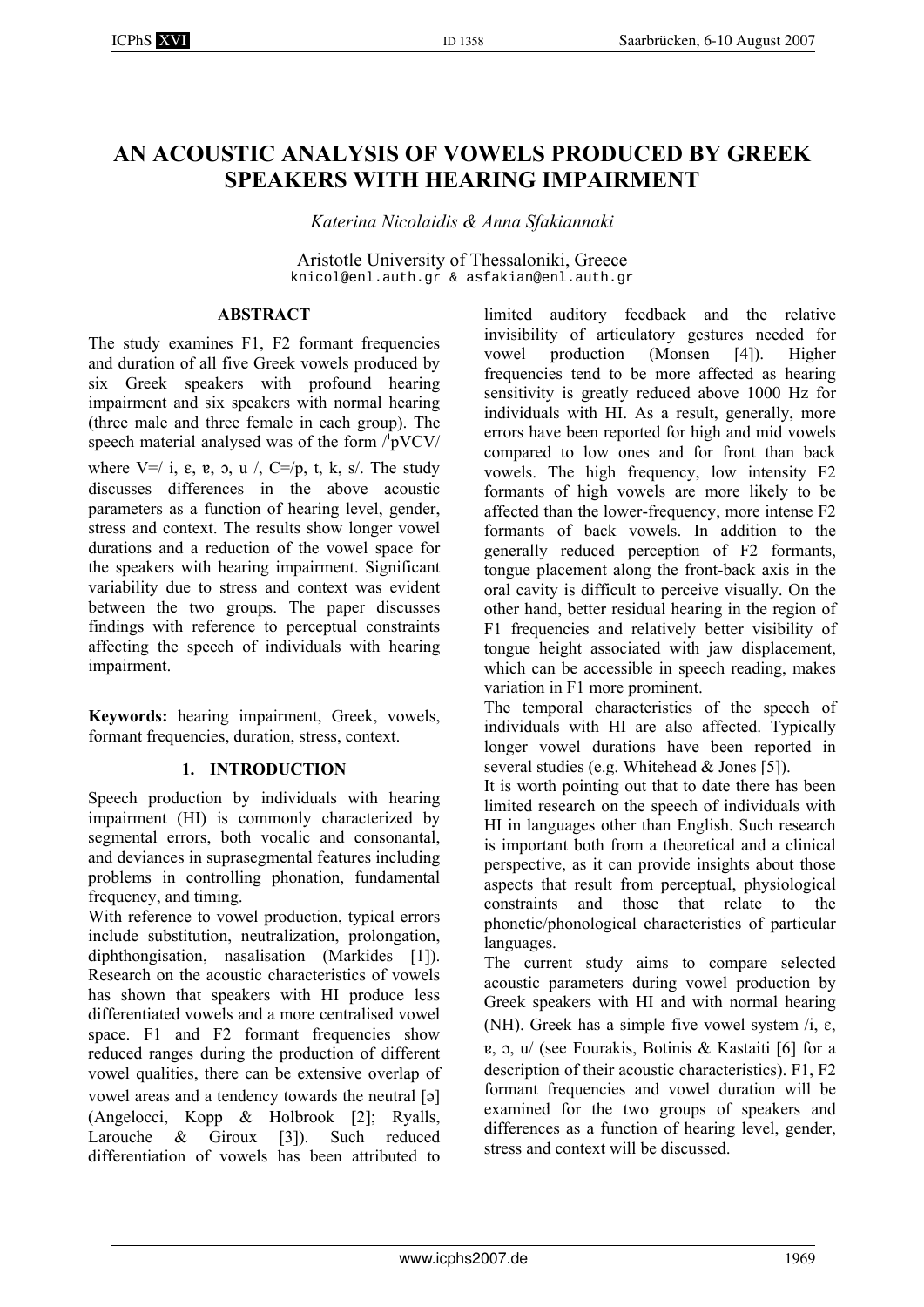# AN ACOUSTIC ANALYSIS OF VOWELS PRODUCED BY GREEK SPEAKERS WITH HEARING IMPAIRMENT

*Katerina Nicolaidis & Anna Sfakiannaki*

Aristotle University of Thessaloniki, Greece
knicol@enl.auth.gr & asfakian@enl.auth.gr

## ABSTRACT

The study examines F1, F2 formant frequencies and duration of all five Greek vowels produced by six Greek speakers with profound hearing impairment and six speakers with normal hearing (three male and three female in each group). The speech material analysed was of the form /ˈpVCV/ where V=/ i, ɛ, ɐ, ɔ, u /, C=/p, t, k, s/. The study discusses differences in the above acoustic parameters as a function of hearing level, gender, stress and context. The results show longer vowel durations and a reduction of the vowel space for the speakers with hearing impairment. Significant variability due to stress and context was evident between the two groups. The paper discusses findings with reference to perceptual constraints affecting the speech of individuals with hearing impairment.

**Keywords:** hearing impairment, Greek, vowels, formant frequencies, duration, stress, context.

## 1. INTRODUCTION

Speech production by individuals with hearing impairment (HI) is commonly characterized by segmental errors, both vocalic and consonantal, and deviances in suprasegmental features including problems in controlling phonation, fundamental frequency, and timing.

With reference to vowel production, typical errors include substitution, neutralization, prolongation, diphthongisation, nasalisation (Markides [1]). Research on the acoustic characteristics of vowels has shown that speakers with HI produce less differentiated vowels and a more centralised vowel space. F1 and F2 formant frequencies show reduced ranges during the production of different vowel qualities, there can be extensive overlap of vowel areas and a tendency towards the neutral [ə] (Angelocci, Kopp & Holbrook [2]; Ryalls, Larouche & Giroux [3]). Such reduced differentiation of vowels has been attributed to limited auditory feedback and the relative invisibility of articulatory gestures needed for vowel production (Monsen [4]). Higher frequencies tend to be more affected as hearing sensitivity is greatly reduced above 1000 Hz for individuals with HI. As a result, generally, more errors have been reported for high and mid vowels compared to low ones and for front than back vowels. The high frequency, low intensity F2 formants of high vowels are more likely to be affected than the lower-frequency, more intense F2 formants of back vowels. In addition to the generally reduced perception of F2 formants, tongue placement along the front-back axis in the oral cavity is difficult to perceive visually. On the other hand, better residual hearing in the region of F1 frequencies and relatively better visibility of tongue height associated with jaw displacement, which can be accessible in speech reading, makes variation in F1 more prominent.

The temporal characteristics of the speech of individuals with HI are also affected. Typically longer vowel durations have been reported in several studies (e.g. Whitehead & Jones [5]).

It is worth pointing out that to date there has been limited research on the speech of individuals with HI in languages other than English. Such research is important both from a theoretical and a clinical perspective, as it can provide insights about those aspects that result from perceptual, physiological constraints and those that relate to the phonetic/phonological characteristics of particular languages.

The current study aims to compare selected acoustic parameters during vowel production by Greek speakers with HI and with normal hearing (NH). Greek has a simple five vowel system /i, ɛ, ɐ, ɔ, u/ (see Fourakis, Botinis & Kastaiti [6] for a description of their acoustic characteristics). F1, F2 formant frequencies and vowel duration will be examined for the two groups of speakers and differences as a function of hearing level, gender, stress and context will be discussed.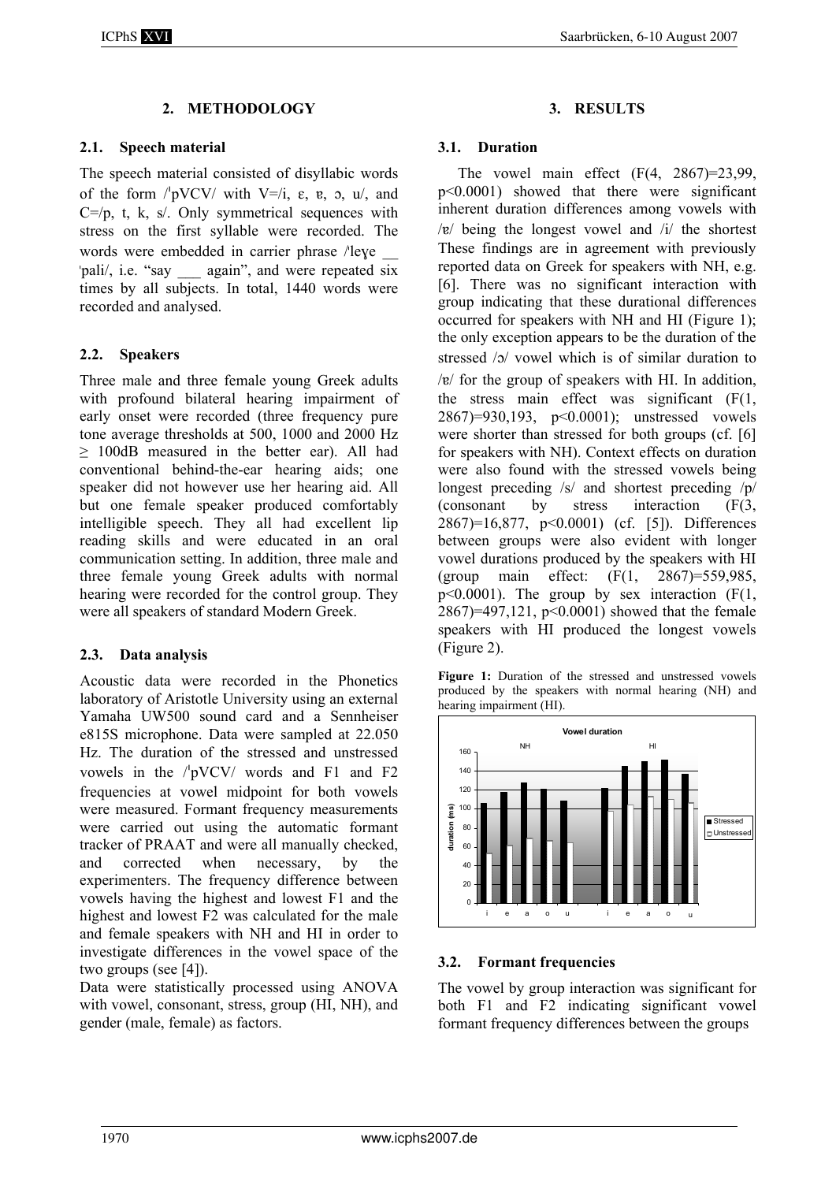## 2. METHODOLOGY

### 2.1. Speech material

The speech material consisted of disyllabic words of the form /ˈpVCV/ with V=/i, ɛ, ɐ, ɔ, u/, and C=/p, t, k, s/. Only symmetrical sequences with stress on the first syllable were recorded. The words were embedded in carrier phrase /ˈleɣe __ ˈpali/, i.e. "say ___ again", and were repeated six times by all subjects. In total, 1440 words were recorded and analysed.

### 2.2. Speakers

Three male and three female young Greek adults with profound bilateral hearing impairment of early onset were recorded (three frequency pure tone average thresholds at 500, 1000 and 2000 Hz ≥ 100dB measured in the better ear). All had conventional behind-the-ear hearing aids; one speaker did not however use her hearing aid. All but one female speaker produced comfortably intelligible speech. They all had excellent lip reading skills and were educated in an oral communication setting. In addition, three male and three female young Greek adults with normal hearing were recorded for the control group. They were all speakers of standard Modern Greek.

### 2.3. Data analysis

Acoustic data were recorded in the Phonetics laboratory of Aristotle University using an external Yamaha UW500 sound card and a Sennheiser e815S microphone. Data were sampled at 22.050 Hz. The duration of the stressed and unstressed vowels in the /ˈpVCV/ words and F1 and F2 frequencies at vowel midpoint for both vowels were measured. Formant frequency measurements were carried out using the automatic formant tracker of PRAAT and were all manually checked, and corrected when necessary, by the experimenters. The frequency difference between vowels having the highest and lowest F1 and the highest and lowest F2 was calculated for the male and female speakers with NH and HI in order to investigate differences in the vowel space of the two groups (see [4]).

Data were statistically processed using ANOVA with vowel, consonant, stress, group (HI, NH), and gender (male, female) as factors.

## 3. RESULTS

### 3.1. Duration

The vowel main effect ($F(4, 2867)=23{,}99$, $p<0.0001$) showed that there were significant inherent duration differences among vowels with /ɐ/ being the longest vowel and /i/ the shortest These findings are in agreement with previously reported data on Greek for speakers with NH, e.g. [6]. There was no significant interaction with group indicating that these durational differences occurred for speakers with NH and HI (Figure 1); the only exception appears to be the duration of the stressed /ɔ/ vowel which is of similar duration to /ɐ/ for the group of speakers with HI. In addition, the stress main effect was significant ($F(1, 2867)=930{,}193$, $p<0.0001$); unstressed vowels were shorter than stressed for both groups (cf. [6] for speakers with NH). Context effects on duration were also found with the stressed vowels being longest preceding /s/ and shortest preceding /p/ (consonant by stress interaction ($F(3, 2867)=16{,}877$, $p<0.0001$) (cf. [5]). Differences between groups were also evident with longer vowel durations produced by the speakers with HI (group main effect: ($F(1, 2867)=559{,}985$, $p<0.0001$). The group by sex interaction ($F(1, 2867)=497{,}121$, $p<0.0001$) showed that the female speakers with HI produced the longest vowels (Figure 2).

**Figure 1:** Duration of the stressed and unstressed vowels produced by the speakers with normal hearing (NH) and hearing impairment (HI).

### 3.2. Formant frequencies

The vowel by group interaction was significant for both F1 and F2 indicating significant vowel formant frequency differences between the groups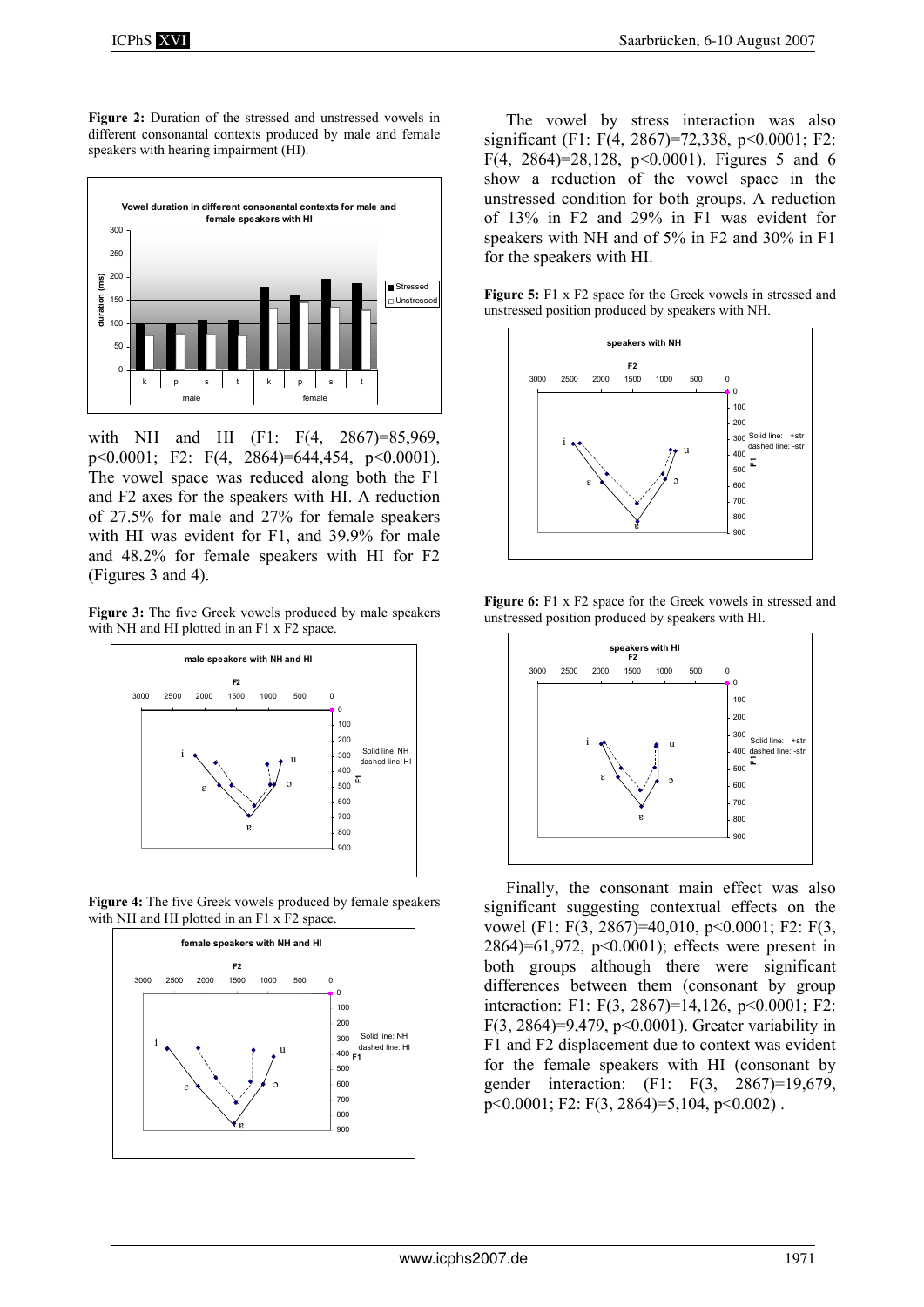**Figure 2:** Duration of the stressed and unstressed vowels in different consonantal contexts produced by male and female speakers with hearing impairment (HI).

with NH and HI (F1: $F(4, 2867)=85{,}969$, $p<0.0001$; F2: $F(4, 2864)=644{,}454$, $p<0.0001$). The vowel space was reduced along both the F1 and F2 axes for the speakers with HI. A reduction of 27.5% for male and 27% for female speakers with HI was evident for F1, and 39.9% for male and 48.2% for female speakers with HI for F2 (Figures 3 and 4).

**Figure 3:** The five Greek vowels produced by male speakers with NH and HI plotted in an F1 x F2 space.

**Figure 4:** The five Greek vowels produced by female speakers with NH and HI plotted in an F1 x F2 space.

The vowel by stress interaction was also significant (F1: $F(4, 2867)=72{,}338$, $p<0.0001$; F2: $F(4, 2864)=28{,}128$, $p<0.0001$). Figures 5 and 6 show a reduction of the vowel space in the unstressed condition for both groups. A reduction of 13% in F2 and 29% in F1 was evident for speakers with NH and of 5% in F2 and 30% in F1 for the speakers with HI.

**Figure 5:** F1 x F2 space for the Greek vowels in stressed and unstressed position produced by speakers with NH.

**Figure 6:** F1 x F2 space for the Greek vowels in stressed and unstressed position produced by speakers with HI.

Finally, the consonant main effect was also significant suggesting contextual effects on the vowel (F1: $F(3, 2867)=40{,}010$, $p<0.0001$; F2: $F(3, 2864)=61{,}972$, $p<0.0001$); effects were present in both groups although there were significant differences between them (consonant by group interaction: F1: $F(3, 2867)=14{,}126$, $p<0.0001$; F2: $F(3, 2864)=9{,}479$, $p<0.0001$). Greater variability in F1 and F2 displacement due to context was evident for the female speakers with HI (consonant by gender interaction: (F1: $F(3, 2867)=19{,}679$, $p<0.0001$; F2: $F(3, 2864)=5{,}104$, $p<0.002$) .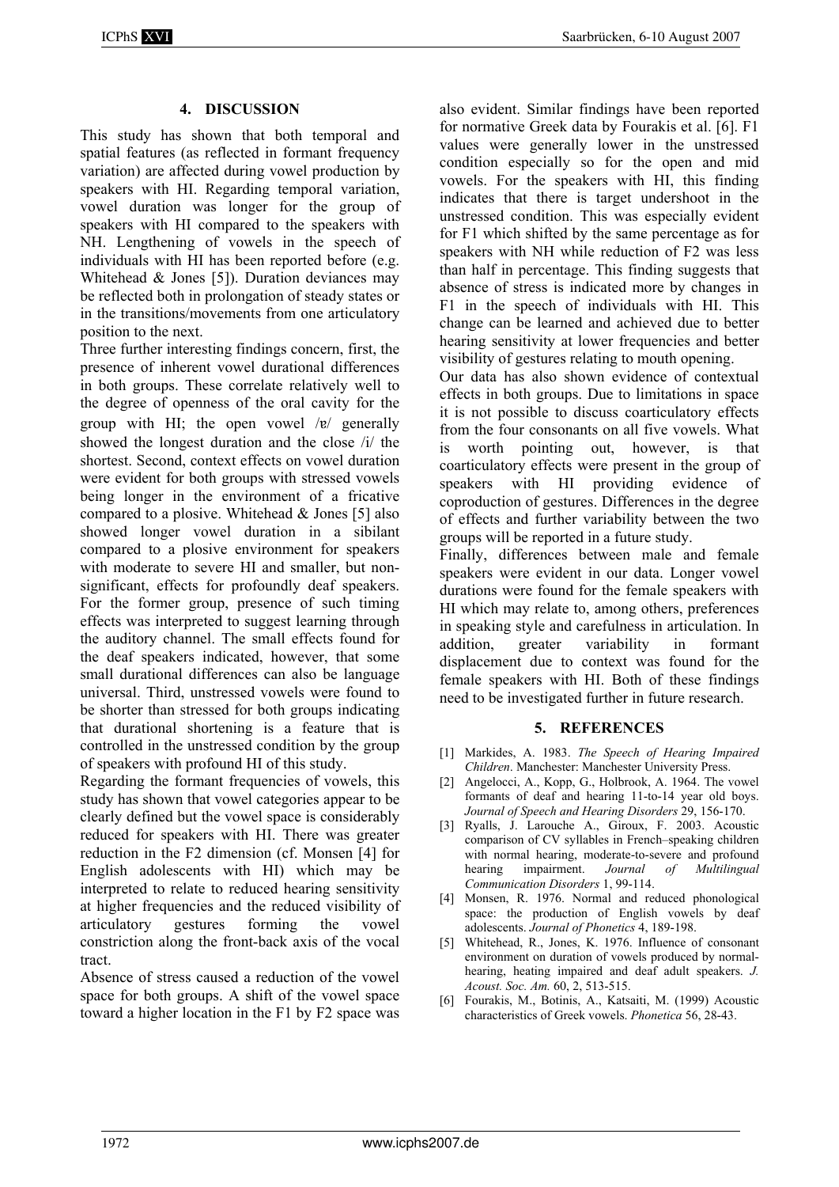## 4. DISCUSSION

This study has shown that both temporal and spatial features (as reflected in formant frequency variation) are affected during vowel production by speakers with HI. Regarding temporal variation, vowel duration was longer for the group of speakers with HI compared to the speakers with NH. Lengthening of vowels in the speech of individuals with HI has been reported before (e.g. Whitehead & Jones [5]). Duration deviances may be reflected both in prolongation of steady states or in the transitions/movements from one articulatory position to the next.

Three further interesting findings concern, first, the presence of inherent vowel durational differences in both groups. These correlate relatively well to the degree of openness of the oral cavity for the group with HI; the open vowel /ɐ/ generally showed the longest duration and the close /i/ the shortest. Second, context effects on vowel duration were evident for both groups with stressed vowels being longer in the environment of a fricative compared to a plosive. Whitehead & Jones [5] also showed longer vowel duration in a sibilant compared to a plosive environment for speakers with moderate to severe HI and smaller, but non-significant, effects for profoundly deaf speakers. For the former group, presence of such timing effects was interpreted to suggest learning through the auditory channel. The small effects found for the deaf speakers indicated, however, that some small durational differences can also be language universal. Third, unstressed vowels were found to be shorter than stressed for both groups indicating that durational shortening is a feature that is controlled in the unstressed condition by the group of speakers with profound HI of this study.

Regarding the formant frequencies of vowels, this study has shown that vowel categories appear to be clearly defined but the vowel space is considerably reduced for speakers with HI. There was greater reduction in the F2 dimension (cf. Monsen [4] for English adolescents with HI) which may be interpreted to relate to reduced hearing sensitivity at higher frequencies and the reduced visibility of articulatory gestures forming the vowel constriction along the front-back axis of the vocal tract.

Absence of stress caused a reduction of the vowel space for both groups. A shift of the vowel space toward a higher location in the F1 by F2 space was also evident. Similar findings have been reported for normative Greek data by Fourakis et al. [6]. F1 values were generally lower in the unstressed condition especially so for the open and mid vowels. For the speakers with HI, this finding indicates that there is target undershoot in the unstressed condition. This was especially evident for F1 which shifted by the same percentage as for speakers with NH while reduction of F2 was less than half in percentage. This finding suggests that absence of stress is indicated more by changes in F1 in the speech of individuals with HI. This change can be learned and achieved due to better hearing sensitivity at lower frequencies and better visibility of gestures relating to mouth opening.

Our data has also shown evidence of contextual effects in both groups. Due to limitations in space it is not possible to discuss coarticulatory effects from the four consonants on all five vowels. What is worth pointing out, however, is that coarticulatory effects were present in the group of speakers with HI providing evidence of coproduction of gestures. Differences in the degree of effects and further variability between the two groups will be reported in a future study.

Finally, differences between male and female speakers were evident in our data. Longer vowel durations were found for the female speakers with HI which may relate to, among others, preferences in speaking style and carefulness in articulation. In addition, greater variability in formant displacement due to context was found for the female speakers with HI. Both of these findings need to be investigated further in future research.

## 5. REFERENCES

[1] Markides, A. 1983. *The Speech of Hearing Impaired Children*. Manchester: Manchester University Press.

[2] Angelocci, A., Kopp, G., Holbrook, A. 1964. The vowel formants of deaf and hearing 11-to-14 year old boys. *Journal of Speech and Hearing Disorders* 29, 156-170.

[3] Ryalls, J. Larouche A., Giroux, F. 2003. Acoustic comparison of CV syllables in French–speaking children with normal hearing, moderate-to-severe and profound hearing impairment. *Journal of Multilingual Communication Disorders* 1, 99-114.

[4] Monsen, R. 1976. Normal and reduced phonological space: the production of English vowels by deaf adolescents. *Journal of Phonetics* 4, 189-198.

[5] Whitehead, R., Jones, K. 1976. Influence of consonant environment on duration of vowels produced by normal-hearing, heating impaired and deaf adult speakers. *J. Acoust. Soc. Am.* 60, 2, 513-515.

[6] Fourakis, M., Botinis, A., Katsaiti, M. (1999) Acoustic characteristics of Greek vowels. *Phonetica* 56, 28-43.